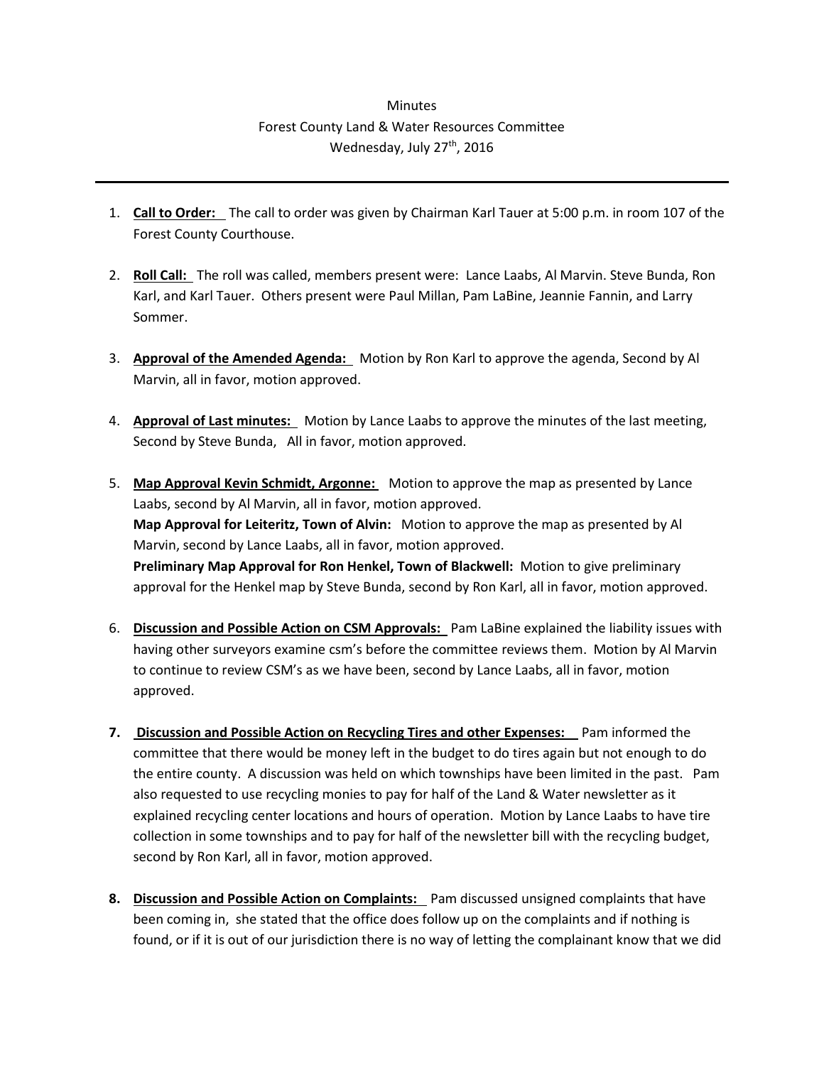Minutes
Forest County Land & Water Resources Committee
Wednesday, July 27th, 2016

---

1. **Call to Order:** The call to order was given by Chairman Karl Tauer at 5:00 p.m. in room 107 of the Forest County Courthouse.

2. **Roll Call:** The roll was called, members present were: Lance Laabs, Al Marvin. Steve Bunda, Ron Karl, and Karl Tauer. Others present were Paul Millan, Pam LaBine, Jeannie Fannin, and Larry Sommer.

3. **Approval of the Amended Agenda:** Motion by Ron Karl to approve the agenda, Second by Al Marvin, all in favor, motion approved.

4. **Approval of Last minutes:** Motion by Lance Laabs to approve the minutes of the last meeting, Second by Steve Bunda, All in favor, motion approved.

5. **Map Approval Kevin Schmidt, Argonne:** Motion to approve the map as presented by Lance Laabs, second by Al Marvin, all in favor, motion approved.
   **Map Approval for Leiteritz, Town of Alvin:** Motion to approve the map as presented by Al Marvin, second by Lance Laabs, all in favor, motion approved.
   **Preliminary Map Approval for Ron Henkel, Town of Blackwell:** Motion to give preliminary approval for the Henkel map by Steve Bunda, second by Ron Karl, all in favor, motion approved.

6. **Discussion and Possible Action on CSM Approvals:** Pam LaBine explained the liability issues with having other surveyors examine csm's before the committee reviews them. Motion by Al Marvin to continue to review CSM's as we have been, second by Lance Laabs, all in favor, motion approved.

7. **Discussion and Possible Action on Recycling Tires and other Expenses:** Pam informed the committee that there would be money left in the budget to do tires again but not enough to do the entire county. A discussion was held on which townships have been limited in the past. Pam also requested to use recycling monies to pay for half of the Land & Water newsletter as it explained recycling center locations and hours of operation. Motion by Lance Laabs to have tire collection in some townships and to pay for half of the newsletter bill with the recycling budget, second by Ron Karl, all in favor, motion approved.

8. **Discussion and Possible Action on Complaints:** Pam discussed unsigned complaints that have been coming in, she stated that the office does follow up on the complaints and if nothing is found, or if it is out of our jurisdiction there is no way of letting the complainant know that we did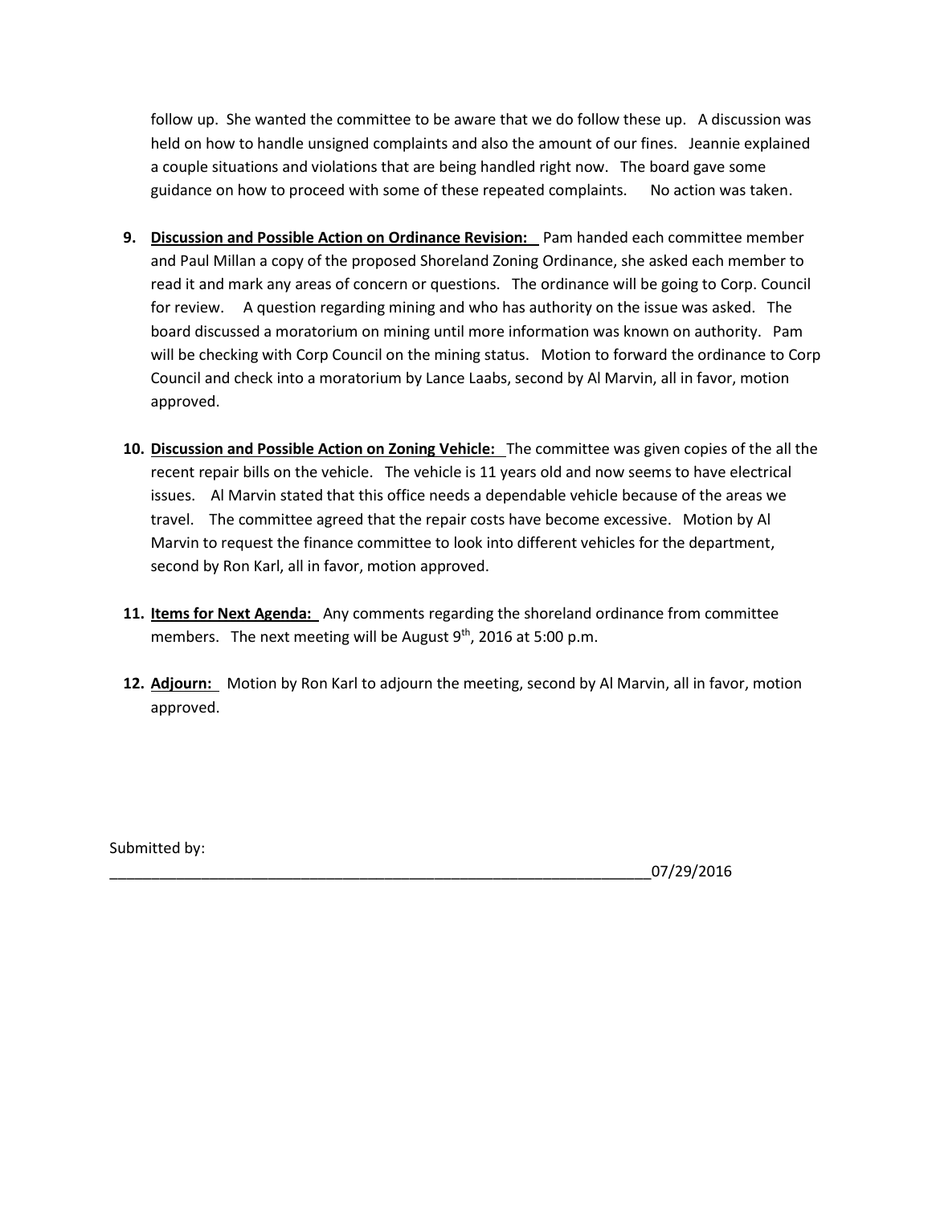follow up. She wanted the committee to be aware that we do follow these up. A discussion was held on how to handle unsigned complaints and also the amount of our fines. Jeannie explained a couple situations and violations that are being handled right now. The board gave some guidance on how to proceed with some of these repeated complaints. No action was taken.

9. **Discussion and Possible Action on Ordinance Revision:** Pam handed each committee member and Paul Millan a copy of the proposed Shoreland Zoning Ordinance, she asked each member to read it and mark any areas of concern or questions. The ordinance will be going to Corp. Council for review. A question regarding mining and who has authority on the issue was asked. The board discussed a moratorium on mining until more information was known on authority. Pam will be checking with Corp Council on the mining status. Motion to forward the ordinance to Corp Council and check into a moratorium by Lance Laabs, second by Al Marvin, all in favor, motion approved.

10. **Discussion and Possible Action on Zoning Vehicle:** The committee was given copies of the all the recent repair bills on the vehicle. The vehicle is 11 years old and now seems to have electrical issues. Al Marvin stated that this office needs a dependable vehicle because of the areas we travel. The committee agreed that the repair costs have become excessive. Motion by Al Marvin to request the finance committee to look into different vehicles for the department, second by Ron Karl, all in favor, motion approved.

11. **Items for Next Agenda:** Any comments regarding the shoreland ordinance from committee members. The next meeting will be August 9th, 2016 at 5:00 p.m.

12. **Adjourn:** Motion by Ron Karl to adjourn the meeting, second by Al Marvin, all in favor, motion approved.

Submitted by:

_____________________________________________________________________07/29/2016